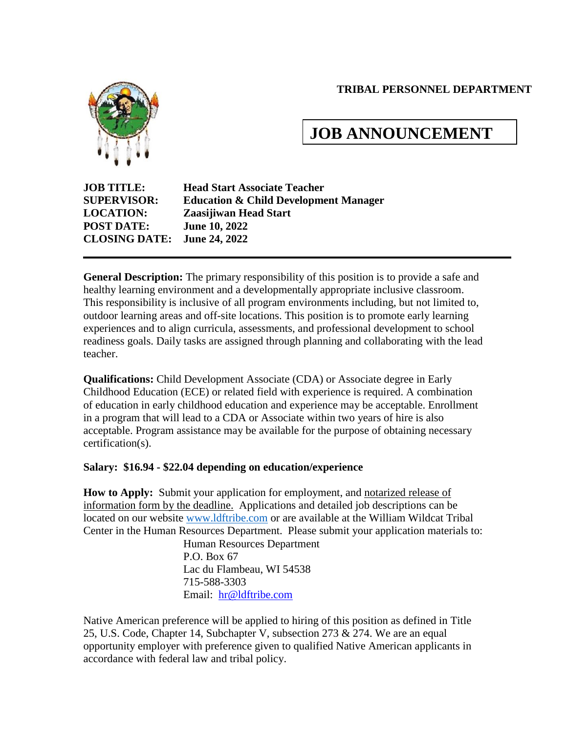**TRIBAL PERSONNEL DEPARTMENT**

# JOB ANNOUNCEMENT

**JOB TITLE:** **Head Start Associate Teacher**
**SUPERVISOR:** **Education & Child Development Manager**
**LOCATION:** **Zaasijiwan Head Start**
**POST DATE:** **June 10, 2022**
**CLOSING DATE:** **June 24, 2022**

---

**General Description:** The primary responsibility of this position is to provide a safe and healthy learning environment and a developmentally appropriate inclusive classroom. This responsibility is inclusive of all program environments including, but not limited to, outdoor learning areas and off-site locations. This position is to promote early learning experiences and to align curricula, assessments, and professional development to school readiness goals. Daily tasks are assigned through planning and collaborating with the lead teacher.

**Qualifications:** Child Development Associate (CDA) or Associate degree in Early Childhood Education (ECE) or related field with experience is required. A combination of education in early childhood education and experience may be acceptable. Enrollment in a program that will lead to a CDA or Associate within two years of hire is also acceptable. Program assistance may be available for the purpose of obtaining necessary certification(s).

**Salary: $16.94 - $22.04 depending on education/experience**

**How to Apply:** Submit your application for employment, and notarized release of information form by the deadline. Applications and detailed job descriptions can be located on our website www.ldftribe.com or are available at the William Wildcat Tribal Center in the Human Resources Department. Please submit your application materials to:

Human Resources Department
P.O. Box 67
Lac du Flambeau, WI 54538
715-588-3303
Email: hr@ldftribe.com

Native American preference will be applied to hiring of this position as defined in Title 25, U.S. Code, Chapter 14, Subchapter V, subsection 273 & 274. We are an equal opportunity employer with preference given to qualified Native American applicants in accordance with federal law and tribal policy.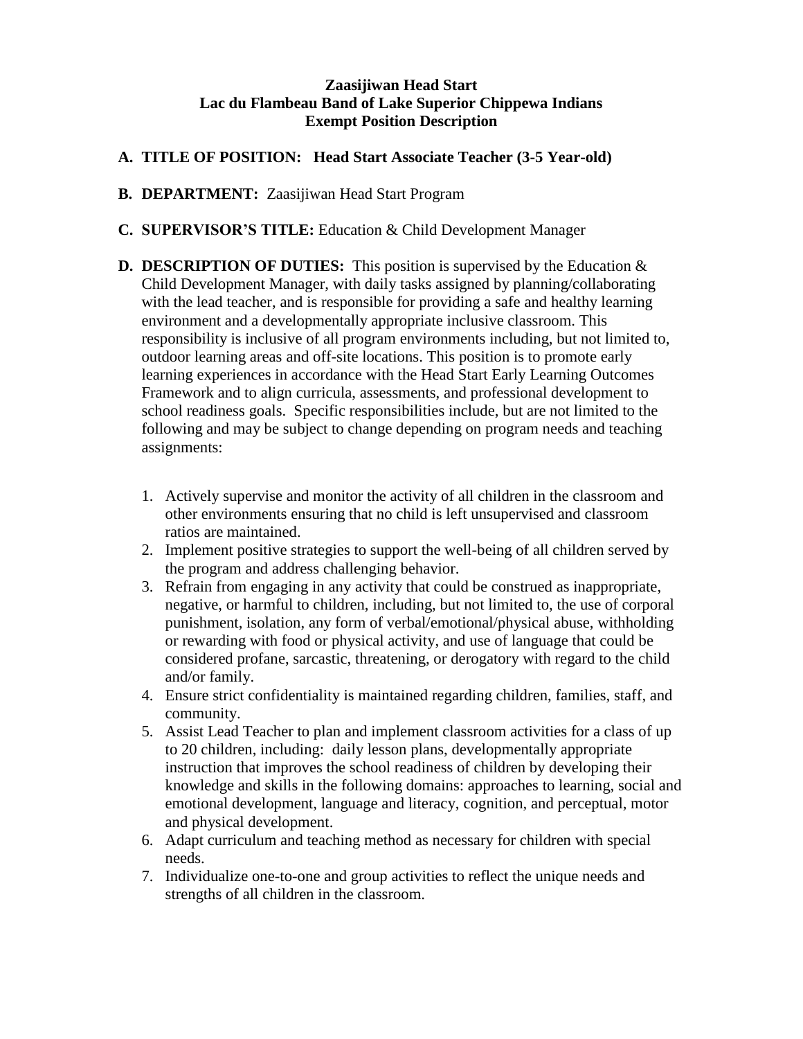**Zaasijiwan Head Start**
**Lac du Flambeau Band of Lake Superior Chippewa Indians**
**Exempt Position Description**

**A. TITLE OF POSITION: Head Start Associate Teacher (3-5 Year-old)**

**B. DEPARTMENT:** Zaasijiwan Head Start Program

**C. SUPERVISOR'S TITLE:** Education & Child Development Manager

**D. DESCRIPTION OF DUTIES:** This position is supervised by the Education & Child Development Manager, with daily tasks assigned by planning/collaborating with the lead teacher, and is responsible for providing a safe and healthy learning environment and a developmentally appropriate inclusive classroom. This responsibility is inclusive of all program environments including, but not limited to, outdoor learning areas and off-site locations. This position is to promote early learning experiences in accordance with the Head Start Early Learning Outcomes Framework and to align curricula, assessments, and professional development to school readiness goals. Specific responsibilities include, but are not limited to the following and may be subject to change depending on program needs and teaching assignments:

1. Actively supervise and monitor the activity of all children in the classroom and other environments ensuring that no child is left unsupervised and classroom ratios are maintained.
2. Implement positive strategies to support the well-being of all children served by the program and address challenging behavior.
3. Refrain from engaging in any activity that could be construed as inappropriate, negative, or harmful to children, including, but not limited to, the use of corporal punishment, isolation, any form of verbal/emotional/physical abuse, withholding or rewarding with food or physical activity, and use of language that could be considered profane, sarcastic, threatening, or derogatory with regard to the child and/or family.
4. Ensure strict confidentiality is maintained regarding children, families, staff, and community.
5. Assist Lead Teacher to plan and implement classroom activities for a class of up to 20 children, including: daily lesson plans, developmentally appropriate instruction that improves the school readiness of children by developing their knowledge and skills in the following domains: approaches to learning, social and emotional development, language and literacy, cognition, and perceptual, motor and physical development.
6. Adapt curriculum and teaching method as necessary for children with special needs.
7. Individualize one-to-one and group activities to reflect the unique needs and strengths of all children in the classroom.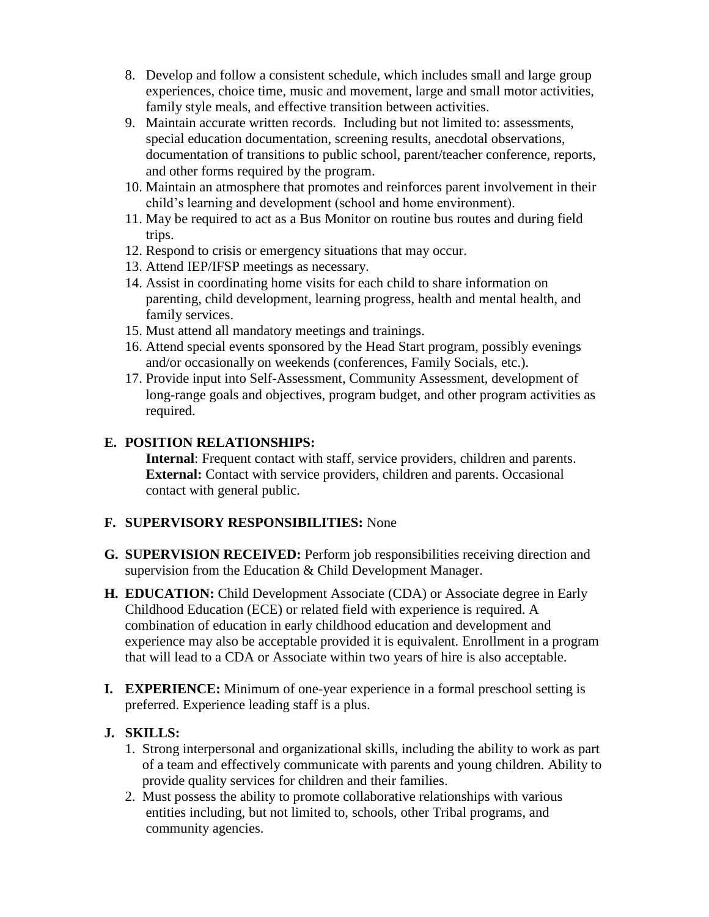8. Develop and follow a consistent schedule, which includes small and large group experiences, choice time, music and movement, large and small motor activities, family style meals, and effective transition between activities.
9. Maintain accurate written records. Including but not limited to: assessments, special education documentation, screening results, anecdotal observations, documentation of transitions to public school, parent/teacher conference, reports, and other forms required by the program.
10. Maintain an atmosphere that promotes and reinforces parent involvement in their child's learning and development (school and home environment).
11. May be required to act as a Bus Monitor on routine bus routes and during field trips.
12. Respond to crisis or emergency situations that may occur.
13. Attend IEP/IFSP meetings as necessary.
14. Assist in coordinating home visits for each child to share information on parenting, child development, learning progress, health and mental health, and family services.
15. Must attend all mandatory meetings and trainings.
16. Attend special events sponsored by the Head Start program, possibly evenings and/or occasionally on weekends (conferences, Family Socials, etc.).
17. Provide input into Self-Assessment, Community Assessment, development of long-range goals and objectives, program budget, and other program activities as required.

**E. POSITION RELATIONSHIPS:**

**Internal**: Frequent contact with staff, service providers, children and parents.
**External:** Contact with service providers, children and parents. Occasional contact with general public.

**F. SUPERVISORY RESPONSIBILITIES:** None

**G. SUPERVISION RECEIVED:** Perform job responsibilities receiving direction and supervision from the Education & Child Development Manager.

**H. EDUCATION:** Child Development Associate (CDA) or Associate degree in Early Childhood Education (ECE) or related field with experience is required. A combination of education in early childhood education and development and experience may also be acceptable provided it is equivalent. Enrollment in a program that will lead to a CDA or Associate within two years of hire is also acceptable.

**I. EXPERIENCE:** Minimum of one-year experience in a formal preschool setting is preferred. Experience leading staff is a plus.

**J. SKILLS:**

1. Strong interpersonal and organizational skills, including the ability to work as part of a team and effectively communicate with parents and young children. Ability to provide quality services for children and their families.
2. Must possess the ability to promote collaborative relationships with various entities including, but not limited to, schools, other Tribal programs, and community agencies.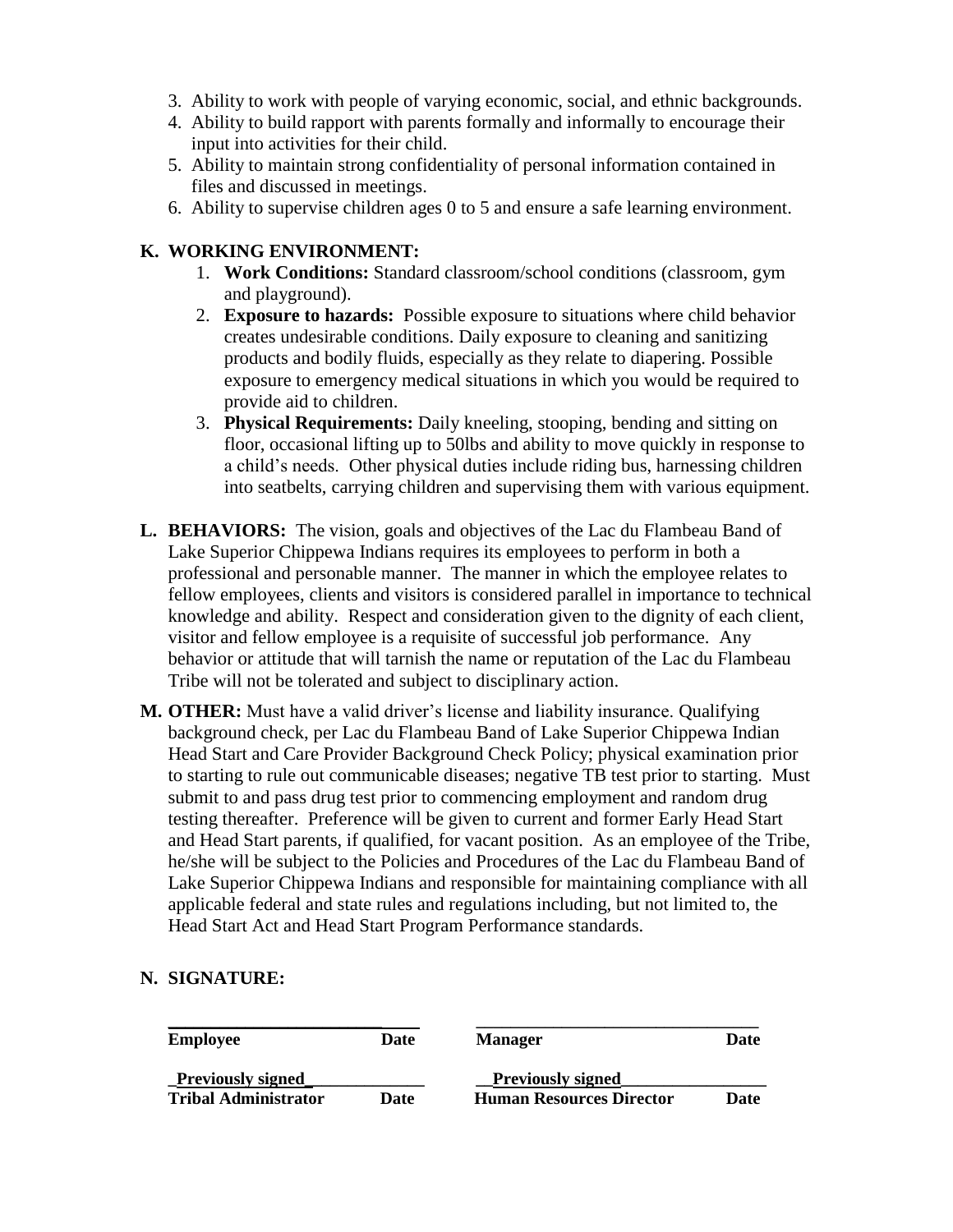3. Ability to work with people of varying economic, social, and ethnic backgrounds.
4. Ability to build rapport with parents formally and informally to encourage their input into activities for their child.
5. Ability to maintain strong confidentiality of personal information contained in files and discussed in meetings.
6. Ability to supervise children ages 0 to 5 and ensure a safe learning environment.

**K. WORKING ENVIRONMENT:**

1. **Work Conditions:** Standard classroom/school conditions (classroom, gym and playground).
2. **Exposure to hazards:** Possible exposure to situations where child behavior creates undesirable conditions. Daily exposure to cleaning and sanitizing products and bodily fluids, especially as they relate to diapering. Possible exposure to emergency medical situations in which you would be required to provide aid to children.
3. **Physical Requirements:** Daily kneeling, stooping, bending and sitting on floor, occasional lifting up to 50lbs and ability to move quickly in response to a child's needs. Other physical duties include riding bus, harnessing children into seatbelts, carrying children and supervising them with various equipment.

**L. BEHAVIORS:** The vision, goals and objectives of the Lac du Flambeau Band of Lake Superior Chippewa Indians requires its employees to perform in both a professional and personable manner. The manner in which the employee relates to fellow employees, clients and visitors is considered parallel in importance to technical knowledge and ability. Respect and consideration given to the dignity of each client, visitor and fellow employee is a requisite of successful job performance. Any behavior or attitude that will tarnish the name or reputation of the Lac du Flambeau Tribe will not be tolerated and subject to disciplinary action.

**M. OTHER:** Must have a valid driver's license and liability insurance. Qualifying background check, per Lac du Flambeau Band of Lake Superior Chippewa Indian Head Start and Care Provider Background Check Policy; physical examination prior to starting to rule out communicable diseases; negative TB test prior to starting. Must submit to and pass drug test prior to commencing employment and random drug testing thereafter. Preference will be given to current and former Early Head Start and Head Start parents, if qualified, for vacant position. As an employee of the Tribe, he/she will be subject to the Policies and Procedures of the Lac du Flambeau Band of Lake Superior Chippewa Indians and responsible for maintaining compliance with all applicable federal and state rules and regulations including, but not limited to, the Head Start Act and Head Start Program Performance standards.

**N. SIGNATURE:**

| | | | |
|---|---|---|---|
| ______________________ | ____ | ______________________________ | |
| **Employee** | **Date** | **Manager** | **Date** |
| **Previously signed** | | **Previously signed** | |
| **Tribal Administrator** | **Date** | **Human Resources Director** | **Date** |